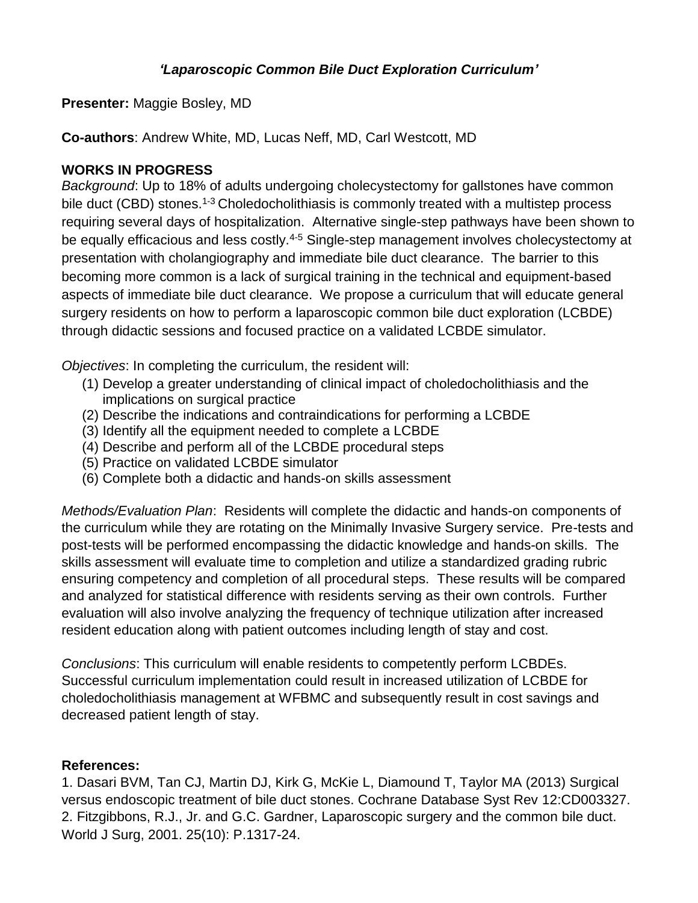# *'Laparoscopic Common Bile Duct Exploration Curriculum'*

**Presenter:** Maggie Bosley, MD

**Co-authors**: Andrew White, MD, Lucas Neff, MD, Carl Westcott, MD

## WORKS IN PROGRESS

*Background*: Up to 18% of adults undergoing cholecystectomy for gallstones have common bile duct (CBD) stones.[1-3] Choledocholithiasis is commonly treated with a multistep process requiring several days of hospitalization. Alternative single-step pathways have been shown to be equally efficacious and less costly.[4-5] Single-step management involves cholecystectomy at presentation with cholangiography and immediate bile duct clearance. The barrier to this becoming more common is a lack of surgical training in the technical and equipment-based aspects of immediate bile duct clearance. We propose a curriculum that will educate general surgery residents on how to perform a laparoscopic common bile duct exploration (LCBDE) through didactic sessions and focused practice on a validated LCBDE simulator.

*Objectives*: In completing the curriculum, the resident will:

(1) Develop a greater understanding of clinical impact of choledocholithiasis and the implications on surgical practice
(2) Describe the indications and contraindications for performing a LCBDE
(3) Identify all the equipment needed to complete a LCBDE
(4) Describe and perform all of the LCBDE procedural steps
(5) Practice on validated LCBDE simulator
(6) Complete both a didactic and hands-on skills assessment

*Methods/Evaluation Plan*: Residents will complete the didactic and hands-on components of the curriculum while they are rotating on the Minimally Invasive Surgery service. Pre-tests and post-tests will be performed encompassing the didactic knowledge and hands-on skills. The skills assessment will evaluate time to completion and utilize a standardized grading rubric ensuring competency and completion of all procedural steps. These results will be compared and analyzed for statistical difference with residents serving as their own controls. Further evaluation will also involve analyzing the frequency of technique utilization after increased resident education along with patient outcomes including length of stay and cost.

*Conclusions*: This curriculum will enable residents to competently perform LCBDEs. Successful curriculum implementation could result in increased utilization of LCBDE for choledocholithiasis management at WFBMC and subsequently result in cost savings and decreased patient length of stay.

**References:**

1. Dasari BVM, Tan CJ, Martin DJ, Kirk G, McKie L, Diamound T, Taylor MA (2013) Surgical versus endoscopic treatment of bile duct stones. Cochrane Database Syst Rev 12:CD003327.
2. Fitzgibbons, R.J., Jr. and G.C. Gardner, Laparoscopic surgery and the common bile duct. World J Surg, 2001. 25(10): P.1317-24.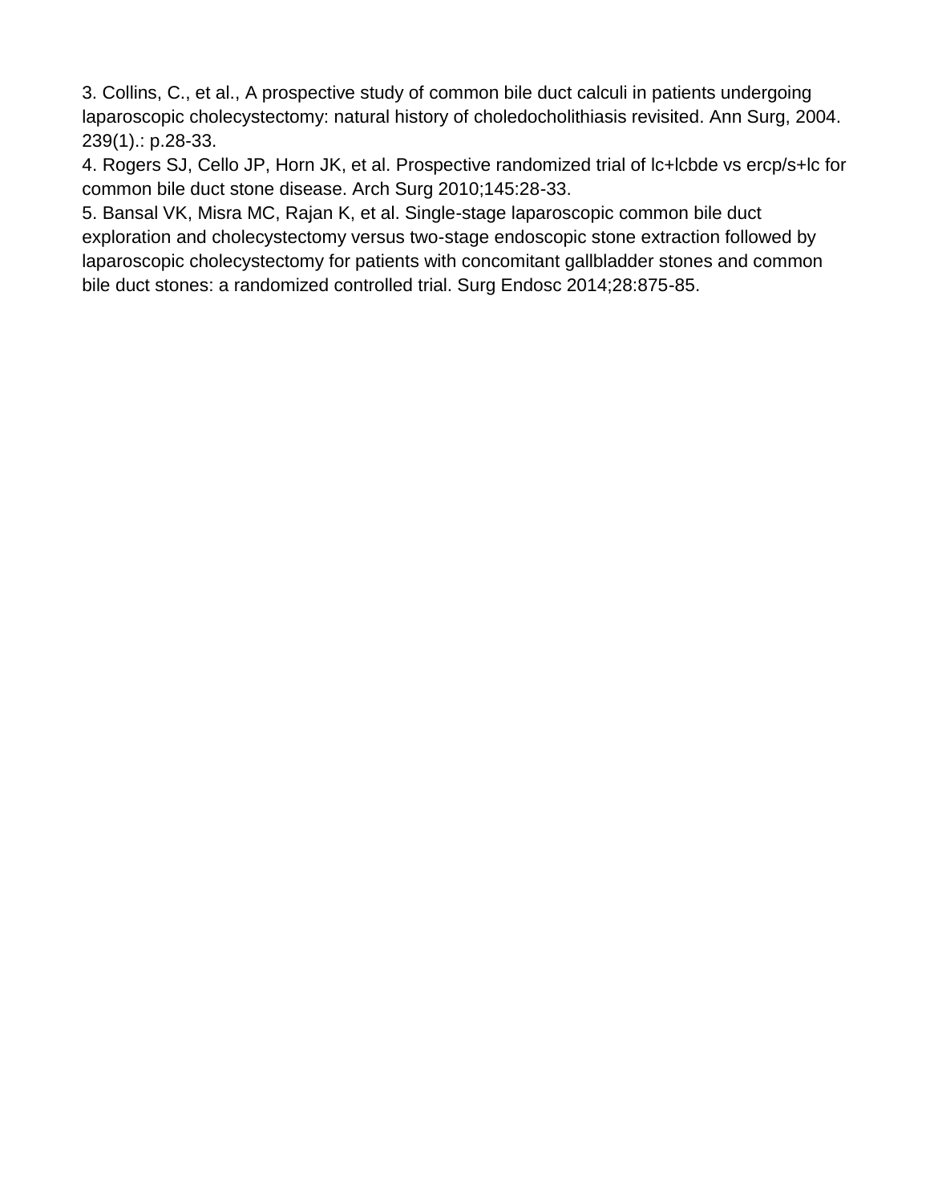3. Collins, C., et al., A prospective study of common bile duct calculi in patients undergoing laparoscopic cholecystectomy: natural history of choledocholithiasis revisited. Ann Surg, 2004. 239(1).: p.28-33.
4. Rogers SJ, Cello JP, Horn JK, et al. Prospective randomized trial of lc+lcbde vs ercp/s+lc for common bile duct stone disease. Arch Surg 2010;145:28-33.
5. Bansal VK, Misra MC, Rajan K, et al. Single-stage laparoscopic common bile duct exploration and cholecystectomy versus two-stage endoscopic stone extraction followed by laparoscopic cholecystectomy for patients with concomitant gallbladder stones and common bile duct stones: a randomized controlled trial. Surg Endosc 2014;28:875-85.